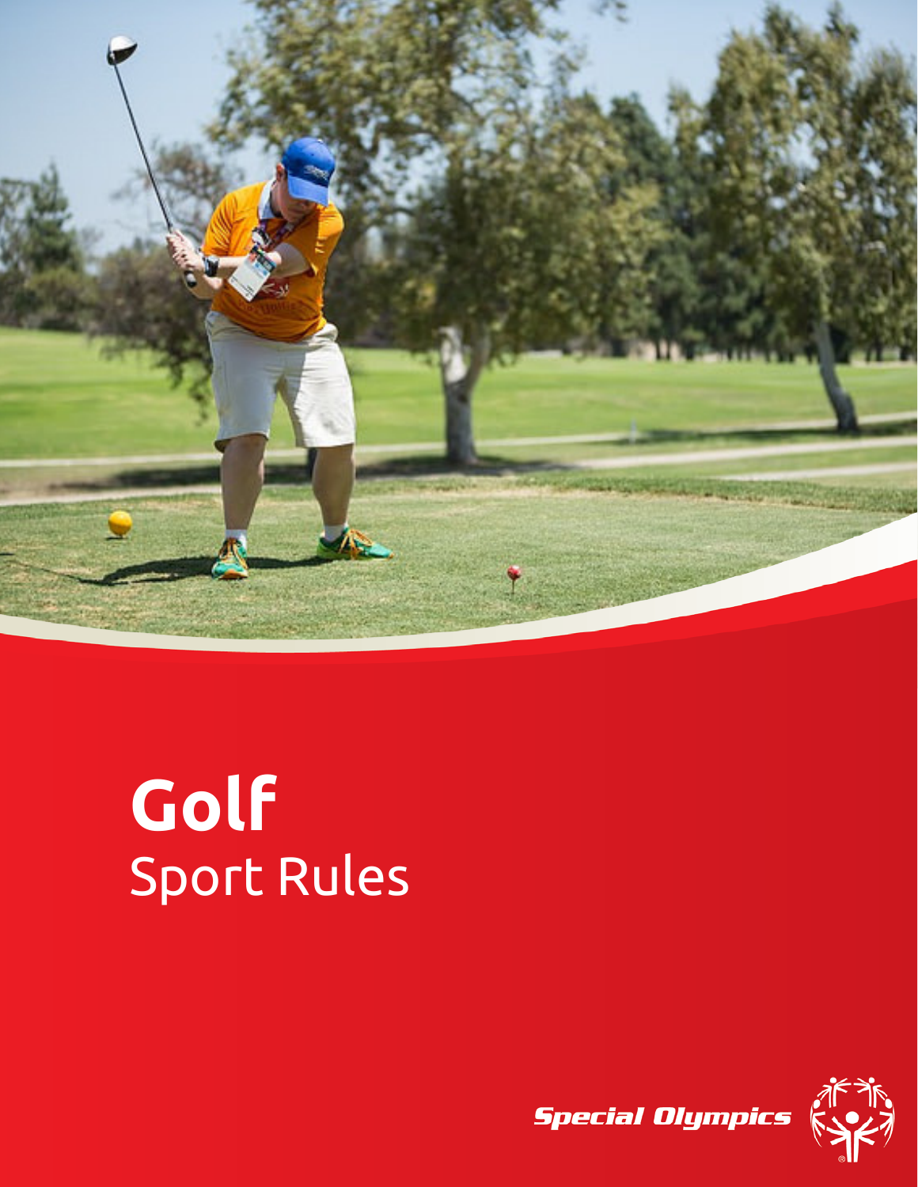# Golf

Sport Rules

Special Olympics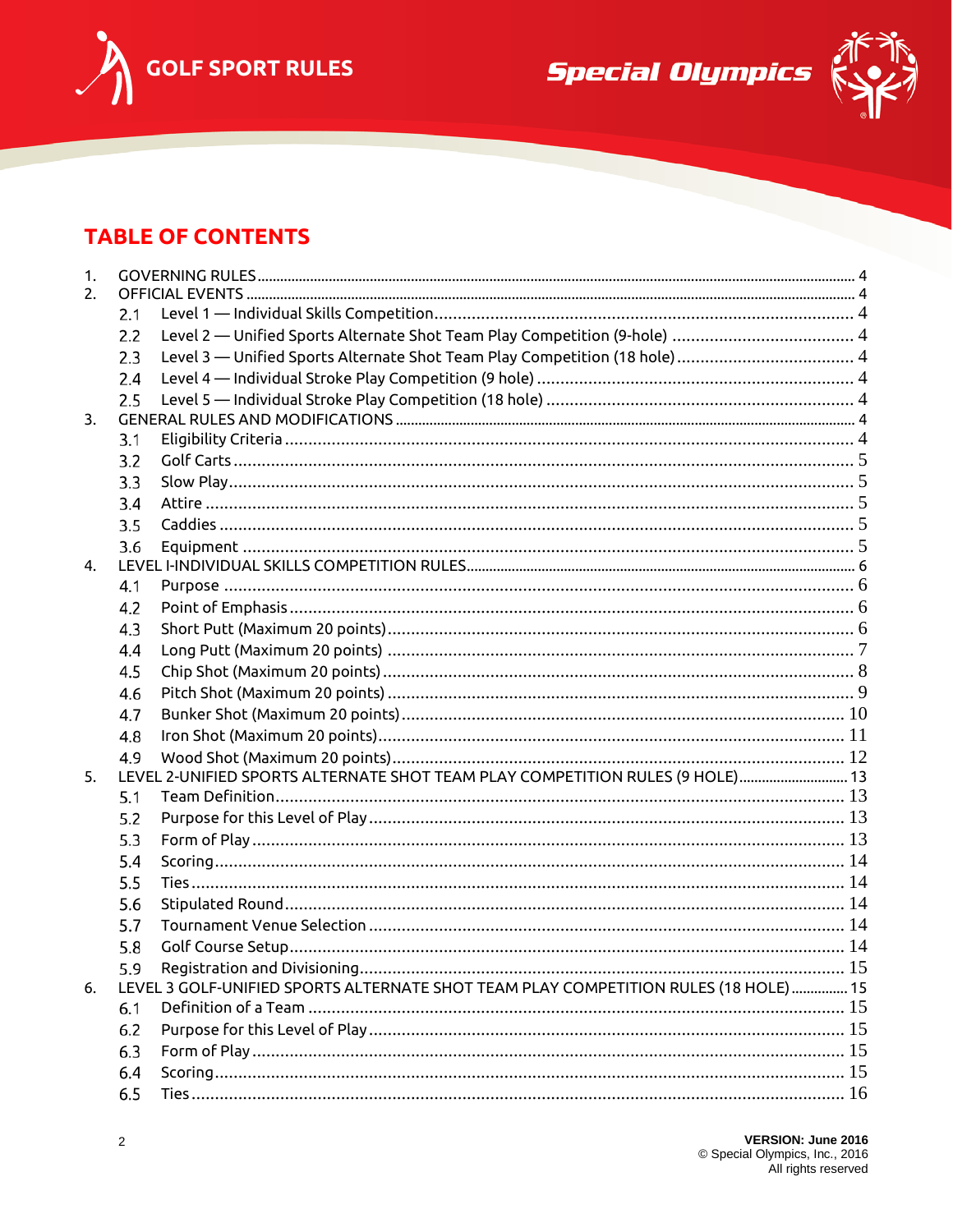## TABLE OF CONTENTS

1. GOVERNING RULES ..... 4
2. OFFICIAL EVENTS ..... 4
   - 2.1 Level 1 — Individual Skills Competition ..... 4
   - 2.2 Level 2 — Unified Sports Alternate Shot Team Play Competition (9-hole) ..... 4
   - 2.3 Level 3 — Unified Sports Alternate Shot Team Play Competition (18 hole) ..... 4
   - 2.4 Level 4 — Individual Stroke Play Competition (9 hole) ..... 4
   - 2.5 Level 5 — Individual Stroke Play Competition (18 hole) ..... 4
3. GENERAL RULES AND MODIFICATIONS ..... 4
   - 3.1 Eligibility Criteria ..... 4
   - 3.2 Golf Carts ..... 5
   - 3.3 Slow Play ..... 5
   - 3.4 Attire ..... 5
   - 3.5 Caddies ..... 5
   - 3.6 Equipment ..... 5
4. LEVEL I-INDIVIDUAL SKILLS COMPETITION RULES ..... 6
   - 4.1 Purpose ..... 6
   - 4.2 Point of Emphasis ..... 6
   - 4.3 Short Putt (Maximum 20 points) ..... 6
   - 4.4 Long Putt (Maximum 20 points) ..... 7
   - 4.5 Chip Shot (Maximum 20 points) ..... 8
   - 4.6 Pitch Shot (Maximum 20 points) ..... 9
   - 4.7 Bunker Shot (Maximum 20 points) ..... 10
   - 4.8 Iron Shot (Maximum 20 points) ..... 11
   - 4.9 Wood Shot (Maximum 20 points) ..... 12
5. LEVEL 2-UNIFIED SPORTS ALTERNATE SHOT TEAM PLAY COMPETITION RULES (9 HOLE) ..... 13
   - 5.1 Team Definition ..... 13
   - 5.2 Purpose for this Level of Play ..... 13
   - 5.3 Form of Play ..... 13
   - 5.4 Scoring ..... 14
   - 5.5 Ties ..... 14
   - 5.6 Stipulated Round ..... 14
   - 5.7 Tournament Venue Selection ..... 14
   - 5.8 Golf Course Setup ..... 14
   - 5.9 Registration and Divisioning ..... 15
6. LEVEL 3 GOLF-UNIFIED SPORTS ALTERNATE SHOT TEAM PLAY COMPETITION RULES (18 HOLE) ..... 15
   - 6.1 Definition of a Team ..... 15
   - 6.2 Purpose for this Level of Play ..... 15
   - 6.3 Form of Play ..... 15
   - 6.4 Scoring ..... 15
   - 6.5 Ties ..... 16

VERSION: June 2016
© Special Olympics, Inc., 2016
All rights reserved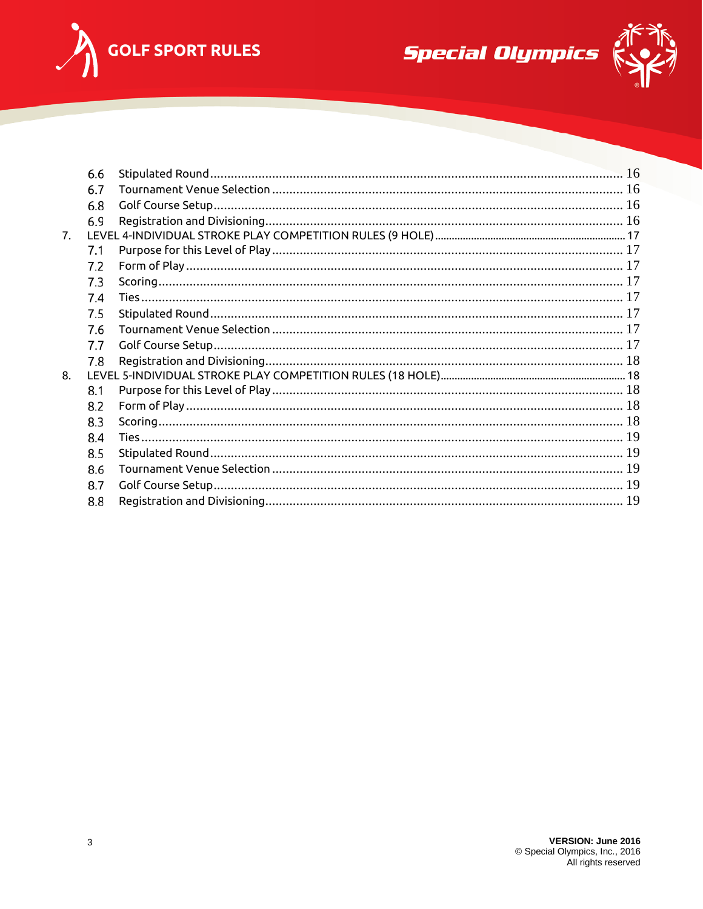6.6 Stipulated Round ........................................................................................................................ 16
6.7 Tournament Venue Selection ..................................................................................................... 16
6.8 Golf Course Setup ...................................................................................................................... 16
6.9 Registration and Divisioning ....................................................................................................... 16

7. LEVEL 4-INDIVIDUAL STROKE PLAY COMPETITION RULES (9 HOLE) ..................................................................... 17
7.1 Purpose for this Level of Play ..................................................................................................... 17
7.2 Form of Play .............................................................................................................................. 17
7.3 Scoring ...................................................................................................................................... 17
7.4 Ties ........................................................................................................................................... 17
7.5 Stipulated Round ........................................................................................................................ 17
7.6 Tournament Venue Selection ..................................................................................................... 17
7.7 Golf Course Setup ...................................................................................................................... 17
7.8 Registration and Divisioning ....................................................................................................... 18

8. LEVEL 5-INDIVIDUAL STROKE PLAY COMPETITION RULES (18 HOLE) ................................................................... 18
8.1 Purpose for this Level of Play ..................................................................................................... 18
8.2 Form of Play .............................................................................................................................. 18
8.3 Scoring ...................................................................................................................................... 18
8.4 Ties ........................................................................................................................................... 19
8.5 Stipulated Round ........................................................................................................................ 19
8.6 Tournament Venue Selection ..................................................................................................... 19
8.7 Golf Course Setup ...................................................................................................................... 19
8.8 Registration and Divisioning ....................................................................................................... 19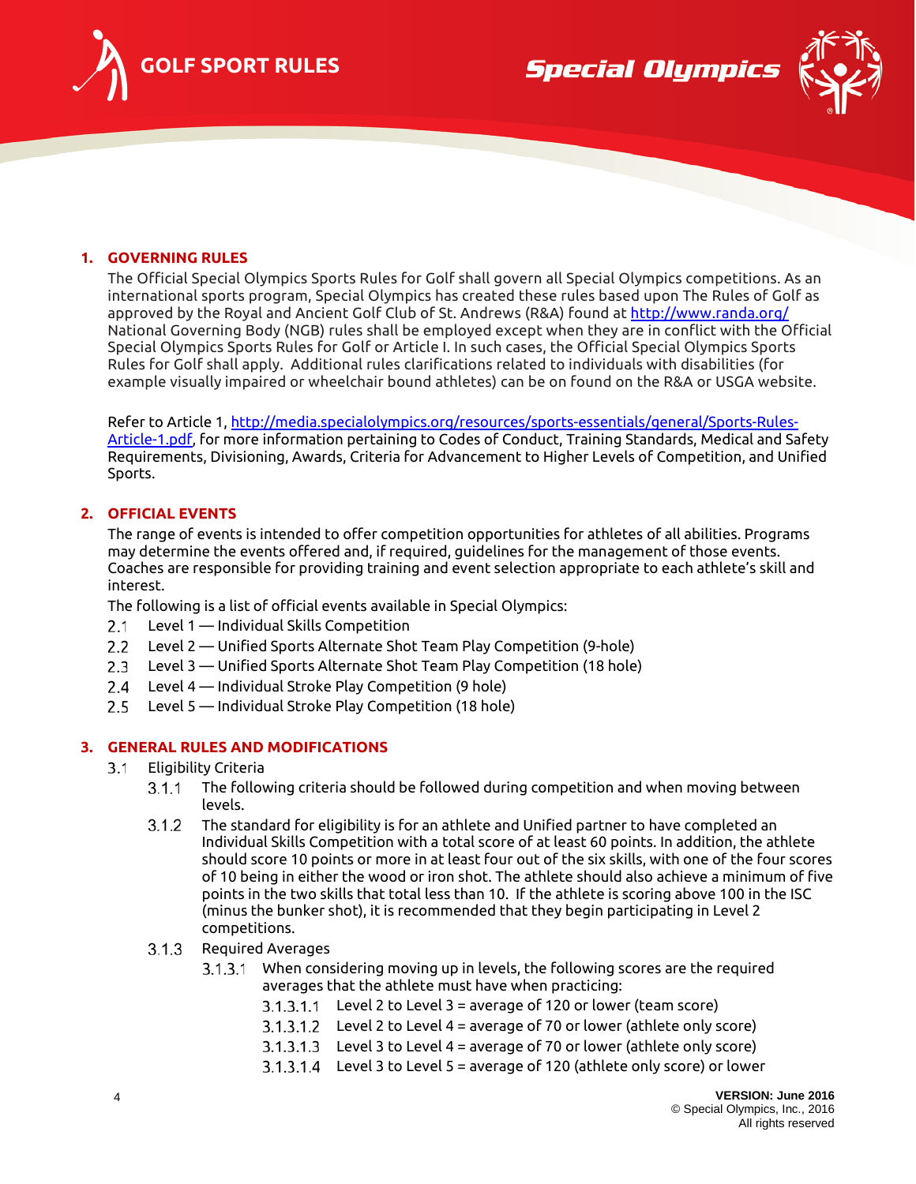## 1. GOVERNING RULES

The Official Special Olympics Sports Rules for Golf shall govern all Special Olympics competitions. As an international sports program, Special Olympics has created these rules based upon The Rules of Golf as approved by the Royal and Ancient Golf Club of St. Andrews (R&A) found at [http://www.randa.org/](http://www.randa.org/) National Governing Body (NGB) rules shall be employed except when they are in conflict with the Official Special Olympics Sports Rules for Golf or Article I. In such cases, the Official Special Olympics Sports Rules for Golf shall apply. Additional rules clarifications related to individuals with disabilities (for example visually impaired or wheelchair bound athletes) can be on found on the R&A or USGA website.

Refer to Article 1, [http://media.specialolympics.org/resources/sports-essentials/general/Sports-Rules-Article-1.pdf](http://media.specialolympics.org/resources/sports-essentials/general/Sports-Rules-Article-1.pdf), for more information pertaining to Codes of Conduct, Training Standards, Medical and Safety Requirements, Divisioning, Awards, Criteria for Advancement to Higher Levels of Competition, and Unified Sports.

## 2. OFFICIAL EVENTS

The range of events is intended to offer competition opportunities for athletes of all abilities. Programs may determine the events offered and, if required, guidelines for the management of those events. Coaches are responsible for providing training and event selection appropriate to each athlete's skill and interest.

The following is a list of official events available in Special Olympics:

2.1 Level 1 — Individual Skills Competition
2.2 Level 2 — Unified Sports Alternate Shot Team Play Competition (9-hole)
2.3 Level 3 — Unified Sports Alternate Shot Team Play Competition (18 hole)
2.4 Level 4 — Individual Stroke Play Competition (9 hole)
2.5 Level 5 — Individual Stroke Play Competition (18 hole)

## 3. GENERAL RULES AND MODIFICATIONS

3.1 Eligibility Criteria

3.1.1 The following criteria should be followed during competition and when moving between levels.

3.1.2 The standard for eligibility is for an athlete and Unified partner to have completed an Individual Skills Competition with a total score of at least 60 points. In addition, the athlete should score 10 points or more in at least four out of the six skills, with one of the four scores of 10 being in either the wood or iron shot. The athlete should also achieve a minimum of five points in the two skills that total less than 10. If the athlete is scoring above 100 in the ISC (minus the bunker shot), it is recommended that they begin participating in Level 2 competitions.

3.1.3 Required Averages

3.1.3.1 When considering moving up in levels, the following scores are the required averages that the athlete must have when practicing:

3.1.3.1.1 Level 2 to Level 3 = average of 120 or lower (team score)
3.1.3.1.2 Level 2 to Level 4 = average of 70 or lower (athlete only score)
3.1.3.1.3 Level 3 to Level 4 = average of 70 or lower (athlete only score)
3.1.3.1.4 Level 3 to Level 5 = average of 120 (athlete only score) or lower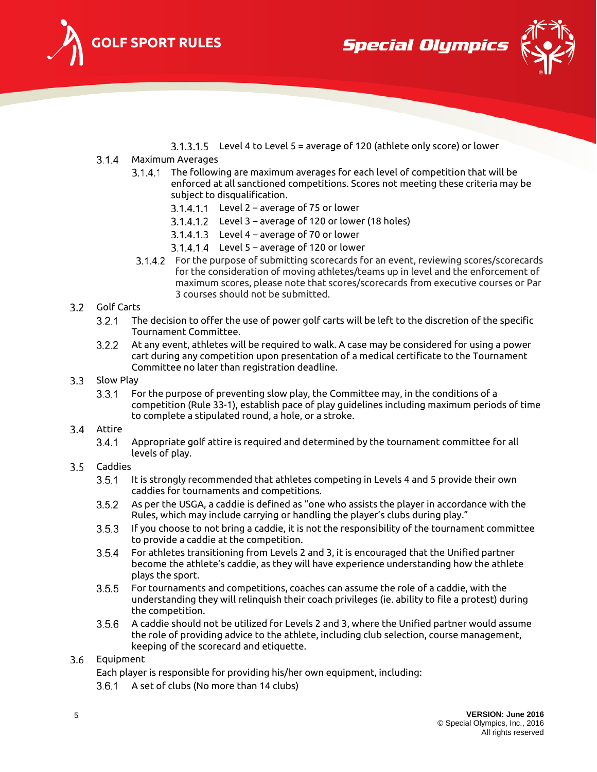3.1.3.1.5 Level 4 to Level 5 = average of 120 (athlete only score) or lower

3.1.4 Maximum Averages

3.1.4.1 The following are maximum averages for each level of competition that will be enforced at all sanctioned competitions. Scores not meeting these criteria may be subject to disqualification.

3.1.4.1.1 Level 2 – average of 75 or lower

3.1.4.1.2 Level 3 – average of 120 or lower (18 holes)

3.1.4.1.3 Level 4 – average of 70 or lower

3.1.4.1.4 Level 5 – average of 120 or lower

3.1.4.2 For the purpose of submitting scorecards for an event, reviewing scores/scorecards for the consideration of moving athletes/teams up in level and the enforcement of maximum scores, please note that scores/scorecards from executive courses or Par 3 courses should not be submitted.

3.2 Golf Carts

3.2.1 The decision to offer the use of power golf carts will be left to the discretion of the specific Tournament Committee.

3.2.2 At any event, athletes will be required to walk. A case may be considered for using a power cart during any competition upon presentation of a medical certificate to the Tournament Committee no later than registration deadline.

3.3 Slow Play

3.3.1 For the purpose of preventing slow play, the Committee may, in the conditions of a competition (Rule 33-1), establish pace of play guidelines including maximum periods of time to complete a stipulated round, a hole, or a stroke.

3.4 Attire

3.4.1 Appropriate golf attire is required and determined by the tournament committee for all levels of play.

3.5 Caddies

3.5.1 It is strongly recommended that athletes competing in Levels 4 and 5 provide their own caddies for tournaments and competitions.

3.5.2 As per the USGA, a caddie is defined as "one who assists the player in accordance with the Rules, which may include carrying or handling the player's clubs during play."

3.5.3 If you choose to not bring a caddie, it is not the responsibility of the tournament committee to provide a caddie at the competition.

3.5.4 For athletes transitioning from Levels 2 and 3, it is encouraged that the Unified partner become the athlete's caddie, as they will have experience understanding how the athlete plays the sport.

3.5.5 For tournaments and competitions, coaches can assume the role of a caddie, with the understanding they will relinquish their coach privileges (ie. ability to file a protest) during the competition.

3.5.6 A caddie should not be utilized for Levels 2 and 3, where the Unified partner would assume the role of providing advice to the athlete, including club selection, course management, keeping of the scorecard and etiquette.

3.6 Equipment

Each player is responsible for providing his/her own equipment, including:

3.6.1 A set of clubs (No more than 14 clubs)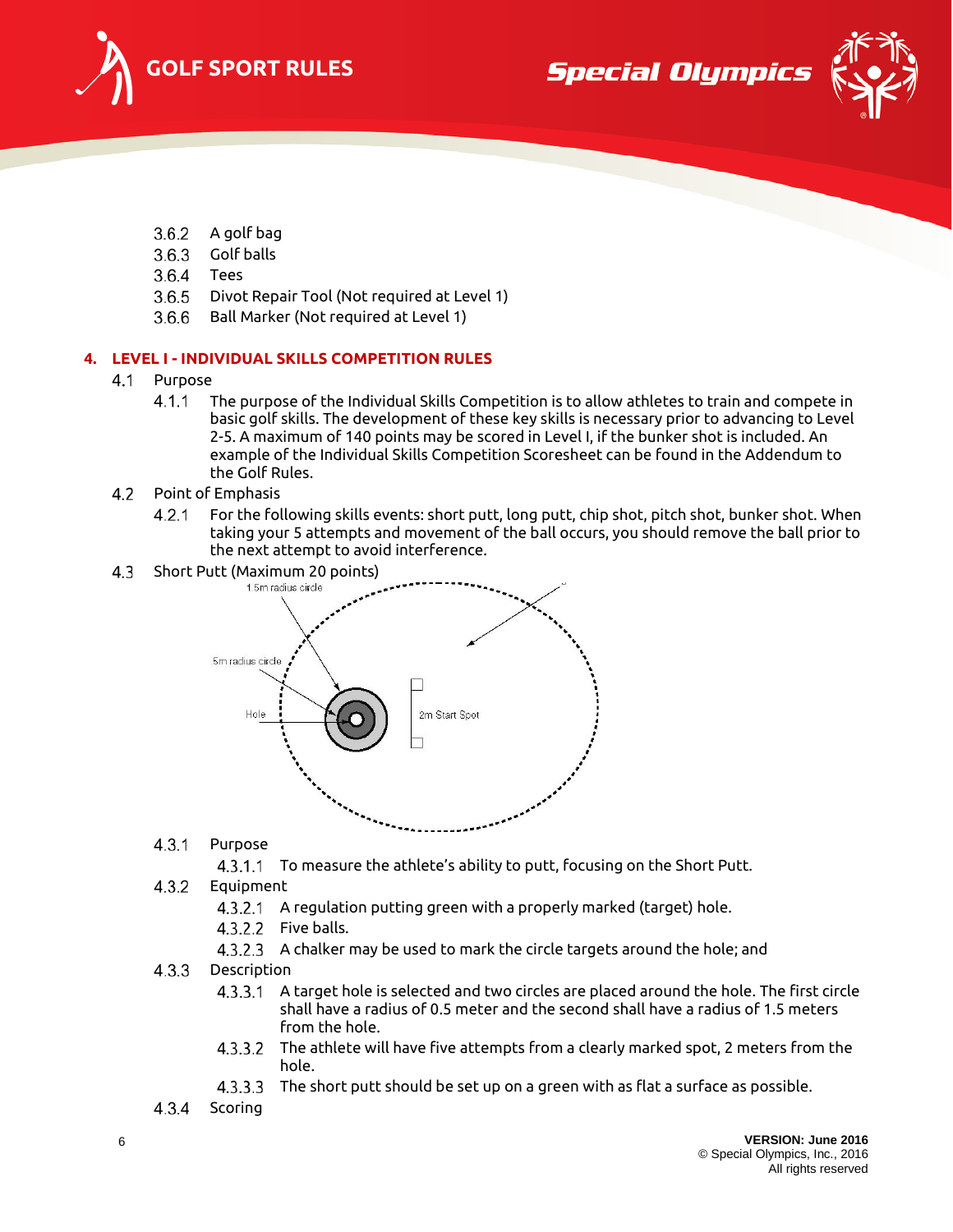3.6.2 A golf bag
3.6.3 Golf balls
3.6.4 Tees
3.6.5 Divot Repair Tool (Not required at Level 1)
3.6.6 Ball Marker (Not required at Level 1)

## 4. LEVEL I - INDIVIDUAL SKILLS COMPETITION RULES

4.1 Purpose

4.1.1 The purpose of the Individual Skills Competition is to allow athletes to train and compete in basic golf skills. The development of these key skills is necessary prior to advancing to Level 2-5. A maximum of 140 points may be scored in Level I, if the bunker shot is included. An example of the Individual Skills Competition Scoresheet can be found in the Addendum to the Golf Rules.

4.2 Point of Emphasis

4.2.1 For the following skills events: short putt, long putt, chip shot, pitch shot, bunker shot. When taking your 5 attempts and movement of the ball occurs, you should remove the ball prior to the next attempt to avoid interference.

4.3 Short Putt (Maximum 20 points)

1.5m radius circle

.5m radius circle

Hole

2m Start Spot

4.3.1 Purpose

4.3.1.1 To measure the athlete's ability to putt, focusing on the Short Putt.

4.3.2 Equipment

4.3.2.1 A regulation putting green with a properly marked (target) hole.

4.3.2.2 Five balls.

4.3.2.3 A chalker may be used to mark the circle targets around the hole; and

4.3.3 Description

4.3.3.1 A target hole is selected and two circles are placed around the hole. The first circle shall have a radius of 0.5 meter and the second shall have a radius of 1.5 meters from the hole.

4.3.3.2 The athlete will have five attempts from a clearly marked spot, 2 meters from the hole.

4.3.3.3 The short putt should be set up on a green with as flat a surface as possible.

4.3.4 Scoring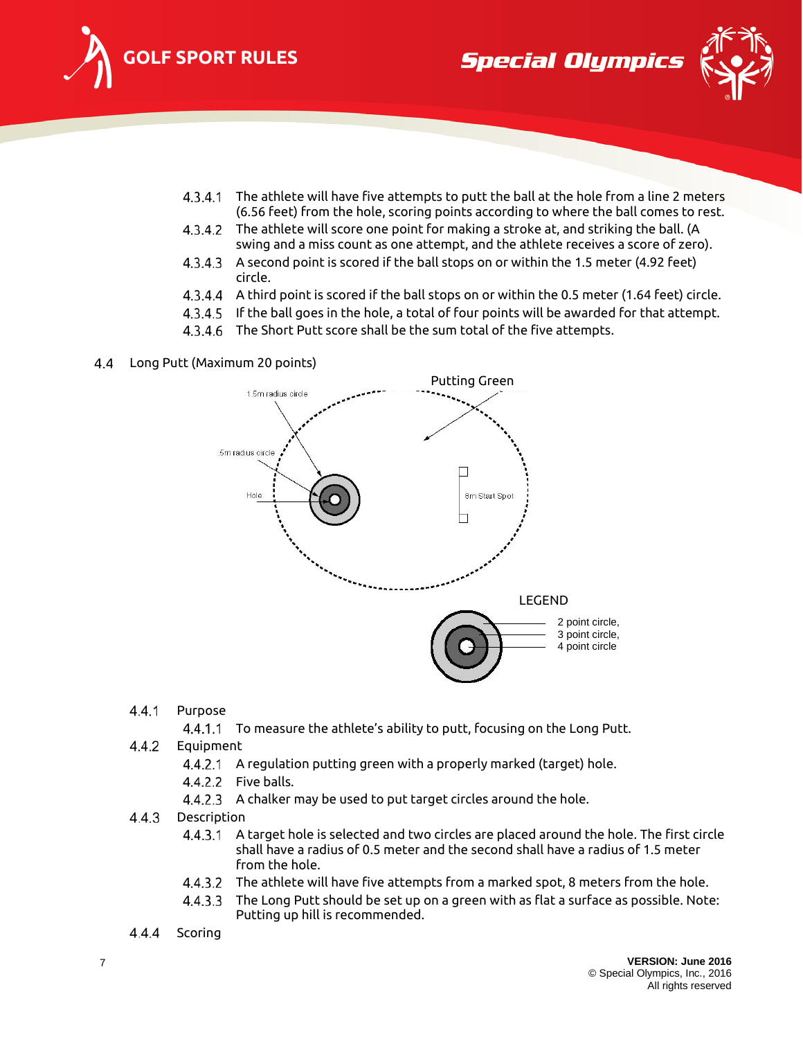4.3.4.1 The athlete will have five attempts to putt the ball at the hole from a line 2 meters (6.56 feet) from the hole, scoring points according to where the ball comes to rest.

4.3.4.2 The athlete will score one point for making a stroke at, and striking the ball. (A swing and a miss count as one attempt, and the athlete receives a score of zero).

4.3.4.3 A second point is scored if the ball stops on or within the 1.5 meter (4.92 feet) circle.

4.3.4.4 A third point is scored if the ball stops on or within the 0.5 meter (1.64 feet) circle.

4.3.4.5 If the ball goes in the hole, a total of four points will be awarded for that attempt.

4.3.4.6 The Short Putt score shall be the sum total of the five attempts.

## 4.4 Long Putt (Maximum 20 points)

Putting Green

1.5m radius circle

.5m radius circle

Hole

8m Start Spot

LEGEND

2 point circle,
3 point circle,
4 point circle

### 4.4.1 Purpose

4.4.1.1 To measure the athlete's ability to putt, focusing on the Long Putt.

### 4.4.2 Equipment

4.4.2.1 A regulation putting green with a properly marked (target) hole.

4.4.2.2 Five balls.

4.4.2.3 A chalker may be used to put target circles around the hole.

### 4.4.3 Description

4.4.3.1 A target hole is selected and two circles are placed around the hole. The first circle shall have a radius of 0.5 meter and the second shall have a radius of 1.5 meter from the hole.

4.4.3.2 The athlete will have five attempts from a marked spot, 8 meters from the hole.

4.4.3.3 The Long Putt should be set up on a green with as flat a surface as possible. Note: Putting up hill is recommended.

### 4.4.4 Scoring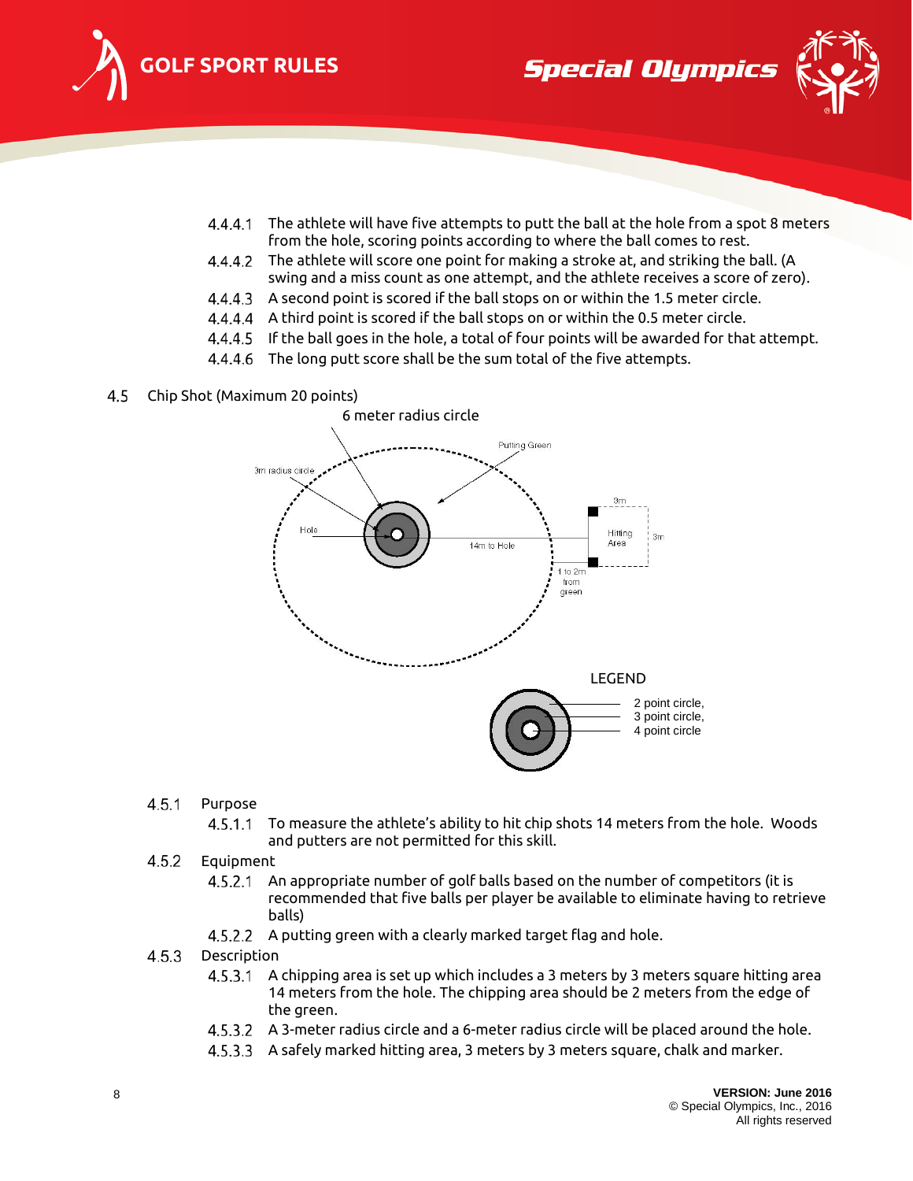4.4.4.1 The athlete will have five attempts to putt the ball at the hole from a spot 8 meters from the hole, scoring points according to where the ball comes to rest.

4.4.4.2 The athlete will score one point for making a stroke at, and striking the ball. (A swing and a miss count as one attempt, and the athlete receives a score of zero).

4.4.4.3 A second point is scored if the ball stops on or within the 1.5 meter circle.

4.4.4.4 A third point is scored if the ball stops on or within the 0.5 meter circle.

4.4.4.5 If the ball goes in the hole, a total of four points will be awarded for that attempt.

4.4.4.6 The long putt score shall be the sum total of the five attempts.

## 4.5 Chip Shot (Maximum 20 points)

6 meter radius circle

Putting Green

3m radius circle

Hole

14m to Hole

3m

Hitting Area

3m

1 to 2m from green

LEGEND

2 point circle,
3 point circle,
4 point circle

### 4.5.1 Purpose

4.5.1.1 To measure the athlete's ability to hit chip shots 14 meters from the hole. Woods and putters are not permitted for this skill.

### 4.5.2 Equipment

4.5.2.1 An appropriate number of golf balls based on the number of competitors (it is recommended that five balls per player be available to eliminate having to retrieve balls)

4.5.2.2 A putting green with a clearly marked target flag and hole.

### 4.5.3 Description

4.5.3.1 A chipping area is set up which includes a 3 meters by 3 meters square hitting area 14 meters from the hole. The chipping area should be 2 meters from the edge of the green.

4.5.3.2 A 3-meter radius circle and a 6-meter radius circle will be placed around the hole.

4.5.3.3 A safely marked hitting area, 3 meters by 3 meters square, chalk and marker.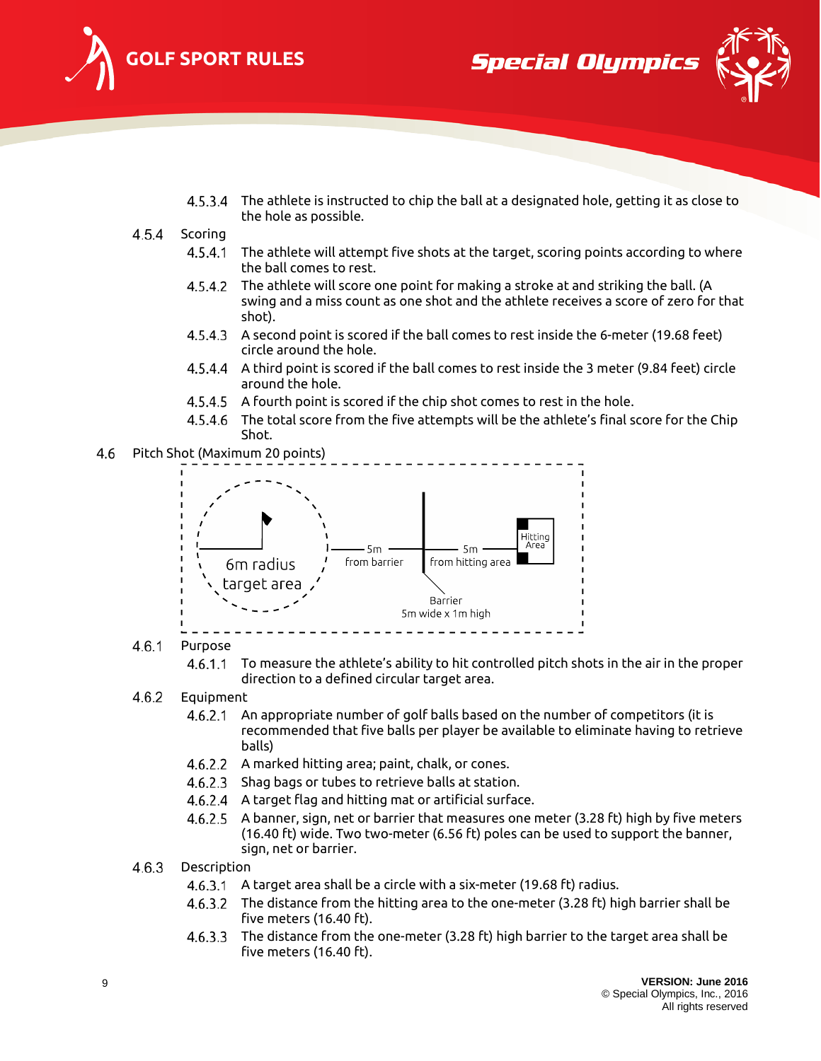4.5.3.4 The athlete is instructed to chip the ball at a designated hole, getting it as close to the hole as possible.

4.5.4 Scoring

4.5.4.1 The athlete will attempt five shots at the target, scoring points according to where the ball comes to rest.

4.5.4.2 The athlete will score one point for making a stroke at and striking the ball. (A swing and a miss count as one shot and the athlete receives a score of zero for that shot).

4.5.4.3 A second point is scored if the ball comes to rest inside the 6-meter (19.68 feet) circle around the hole.

4.5.4.4 A third point is scored if the ball comes to rest inside the 3 meter (9.84 feet) circle around the hole.

4.5.4.5 A fourth point is scored if the chip shot comes to rest in the hole.

4.5.4.6 The total score from the five attempts will be the athlete's final score for the Chip Shot.

## 4.6 Pitch Shot (Maximum 20 points)

6m radius target area — 5m from barrier — Barrier 5m wide x 1m high — 5m from hitting area — Hitting Area

4.6.1 Purpose

4.6.1.1 To measure the athlete's ability to hit controlled pitch shots in the air in the proper direction to a defined circular target area.

4.6.2 Equipment

4.6.2.1 An appropriate number of golf balls based on the number of competitors (it is recommended that five balls per player be available to eliminate having to retrieve balls)

4.6.2.2 A marked hitting area; paint, chalk, or cones.

4.6.2.3 Shag bags or tubes to retrieve balls at station.

4.6.2.4 A target flag and hitting mat or artificial surface.

4.6.2.5 A banner, sign, net or barrier that measures one meter (3.28 ft) high by five meters (16.40 ft) wide. Two two-meter (6.56 ft) poles can be used to support the banner, sign, net or barrier.

4.6.3 Description

4.6.3.1 A target area shall be a circle with a six-meter (19.68 ft) radius.

4.6.3.2 The distance from the hitting area to the one-meter (3.28 ft) high barrier shall be five meters (16.40 ft).

4.6.3.3 The distance from the one-meter (3.28 ft) high barrier to the target area shall be five meters (16.40 ft).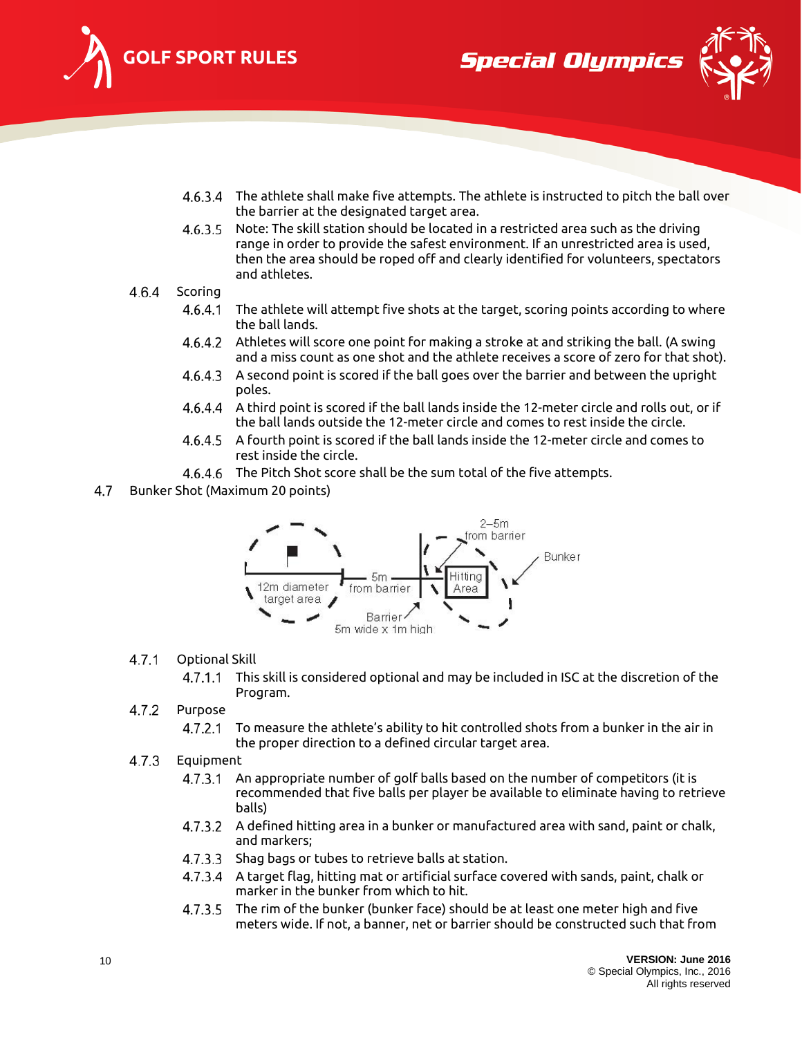4.6.3.4 The athlete shall make five attempts. The athlete is instructed to pitch the ball over the barrier at the designated target area.

4.6.3.5 Note: The skill station should be located in a restricted area such as the driving range in order to provide the safest environment. If an unrestricted area is used, then the area should be roped off and clearly identified for volunteers, spectators and athletes.

4.6.4 Scoring

4.6.4.1 The athlete will attempt five shots at the target, scoring points according to where the ball lands.

4.6.4.2 Athletes will score one point for making a stroke at and striking the ball. (A swing and a miss count as one shot and the athlete receives a score of zero for that shot).

4.6.4.3 A second point is scored if the ball goes over the barrier and between the upright poles.

4.6.4.4 A third point is scored if the ball lands inside the 12-meter circle and rolls out, or if the ball lands outside the 12-meter circle and comes to rest inside the circle.

4.6.4.5 A fourth point is scored if the ball lands inside the 12-meter circle and comes to rest inside the circle.

4.6.4.6 The Pitch Shot score shall be the sum total of the five attempts.

## 4.7 Bunker Shot (Maximum 20 points)

12m diameter target area — 5m from barrier — Barrier 5m wide x 1m high — 2–5m from barrier — Hitting Area — Bunker

4.7.1 Optional Skill

4.7.1.1 This skill is considered optional and may be included in ISC at the discretion of the Program.

4.7.2 Purpose

4.7.2.1 To measure the athlete's ability to hit controlled shots from a bunker in the air in the proper direction to a defined circular target area.

4.7.3 Equipment

4.7.3.1 An appropriate number of golf balls based on the number of competitors (it is recommended that five balls per player be available to eliminate having to retrieve balls)

4.7.3.2 A defined hitting area in a bunker or manufactured area with sand, paint or chalk, and markers;

4.7.3.3 Shag bags or tubes to retrieve balls at station.

4.7.3.4 A target flag, hitting mat or artificial surface covered with sands, paint, chalk or marker in the bunker from which to hit.

4.7.3.5 The rim of the bunker (bunker face) should be at least one meter high and five meters wide. If not, a banner, net or barrier should be constructed such that from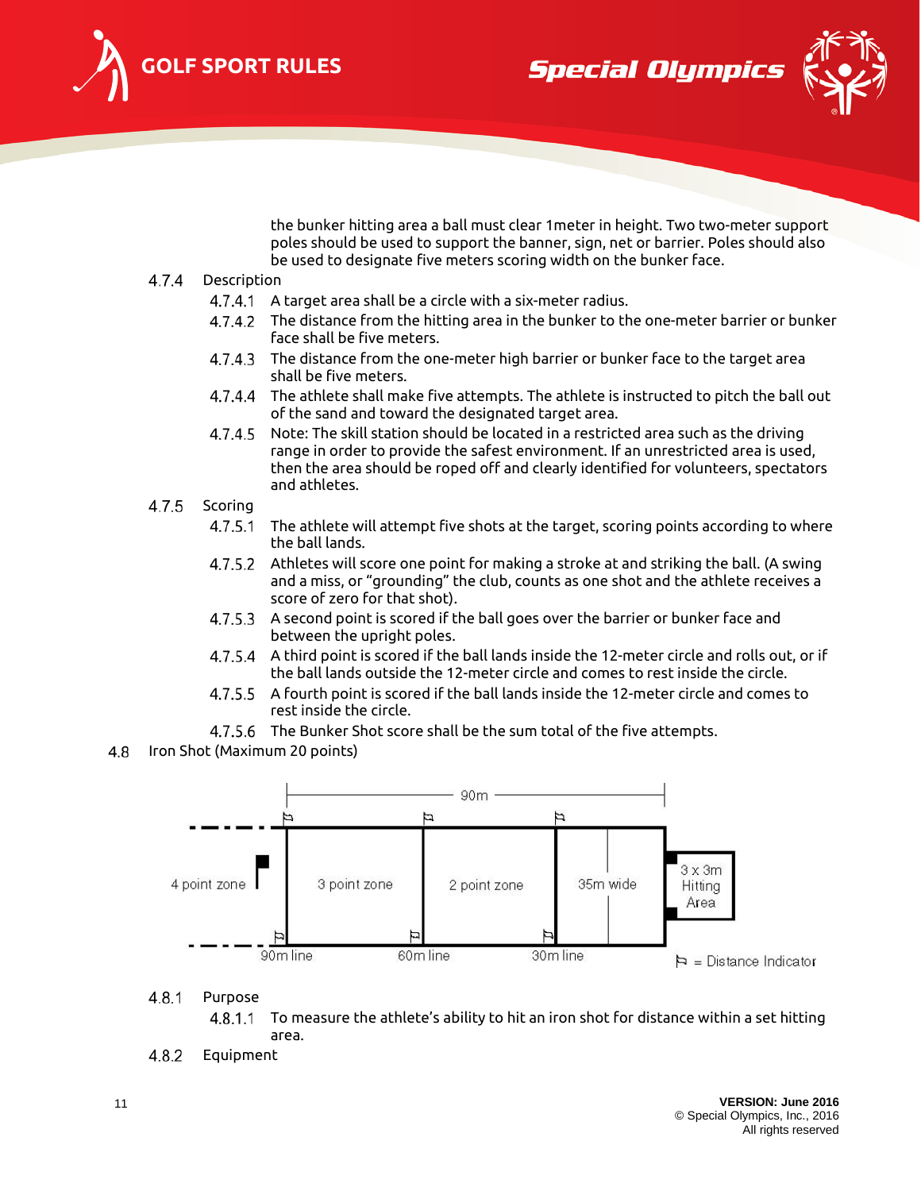the bunker hitting area a ball must clear 1meter in height. Two two-meter support poles should be used to support the banner, sign, net or barrier. Poles should also be used to designate five meters scoring width on the bunker face.

4.7.4 Description

4.7.4.1 A target area shall be a circle with a six-meter radius.

4.7.4.2 The distance from the hitting area in the bunker to the one-meter barrier or bunker face shall be five meters.

4.7.4.3 The distance from the one-meter high barrier or bunker face to the target area shall be five meters.

4.7.4.4 The athlete shall make five attempts. The athlete is instructed to pitch the ball out of the sand and toward the designated target area.

4.7.4.5 Note: The skill station should be located in a restricted area such as the driving range in order to provide the safest environment. If an unrestricted area is used, then the area should be roped off and clearly identified for volunteers, spectators and athletes.

4.7.5 Scoring

4.7.5.1 The athlete will attempt five shots at the target, scoring points according to where the ball lands.

4.7.5.2 Athletes will score one point for making a stroke at and striking the ball. (A swing and a miss, or "grounding" the club, counts as one shot and the athlete receives a score of zero for that shot).

4.7.5.3 A second point is scored if the ball goes over the barrier or bunker face and between the upright poles.

4.7.5.4 A third point is scored if the ball lands inside the 12-meter circle and rolls out, or if the ball lands outside the 12-meter circle and comes to rest inside the circle.

4.7.5.5 A fourth point is scored if the ball lands inside the 12-meter circle and comes to rest inside the circle.

4.7.5.6 The Bunker Shot score shall be the sum total of the five attempts.

4.8 Iron Shot (Maximum 20 points)

4 point zone | 3 point zone | 2 point zone | 35m wide | 3 x 3m Hitting Area

90m

90m line | 60m line | 30m line

⚐ = Distance Indicator

4.8.1 Purpose

4.8.1.1 To measure the athlete's ability to hit an iron shot for distance within a set hitting area.

4.8.2 Equipment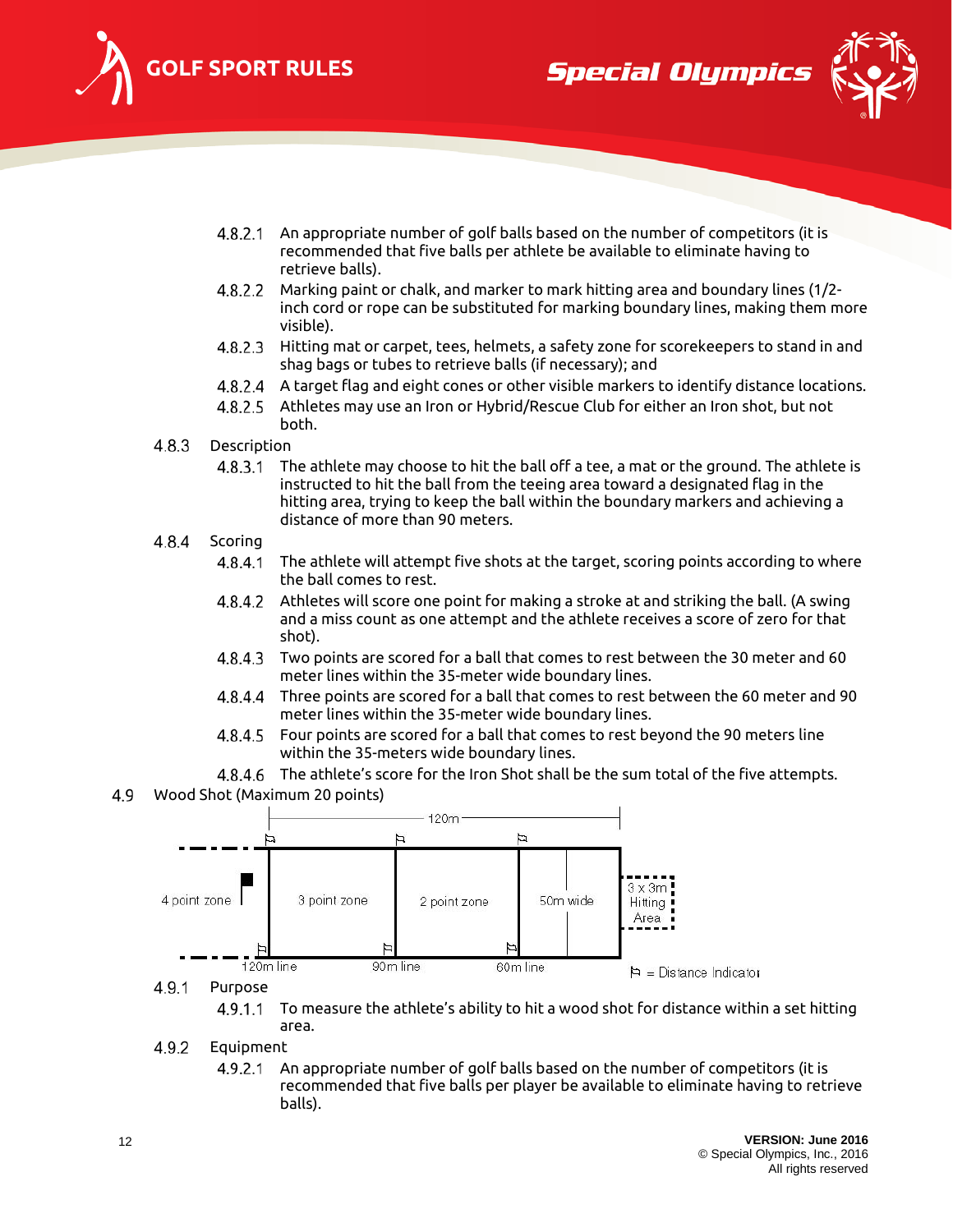4.8.2.1 An appropriate number of golf balls based on the number of competitors (it is recommended that five balls per athlete be available to eliminate having to retrieve balls).

4.8.2.2 Marking paint or chalk, and marker to mark hitting area and boundary lines (1/2-inch cord or rope can be substituted for marking boundary lines, making them more visible).

4.8.2.3 Hitting mat or carpet, tees, helmets, a safety zone for scorekeepers to stand in and shag bags or tubes to retrieve balls (if necessary); and

4.8.2.4 A target flag and eight cones or other visible markers to identify distance locations.

4.8.2.5 Athletes may use an Iron or Hybrid/Rescue Club for either an Iron shot, but not both.

4.8.3 Description

4.8.3.1 The athlete may choose to hit the ball off a tee, a mat or the ground. The athlete is instructed to hit the ball from the teeing area toward a designated flag in the hitting area, trying to keep the ball within the boundary markers and achieving a distance of more than 90 meters.

4.8.4 Scoring

4.8.4.1 The athlete will attempt five shots at the target, scoring points according to where the ball comes to rest.

4.8.4.2 Athletes will score one point for making a stroke at and striking the ball. (A swing and a miss count as one attempt and the athlete receives a score of zero for that shot).

4.8.4.3 Two points are scored for a ball that comes to rest between the 30 meter and 60 meter lines within the 35-meter wide boundary lines.

4.8.4.4 Three points are scored for a ball that comes to rest between the 60 meter and 90 meter lines within the 35-meter wide boundary lines.

4.8.4.5 Four points are scored for a ball that comes to rest beyond the 90 meters line within the 35-meters wide boundary lines.

4.8.4.6 The athlete's score for the Iron Shot shall be the sum total of the five attempts.

## 4.9 Wood Shot (Maximum 20 points)

4.9.1 Purpose

4.9.1.1 To measure the athlete's ability to hit a wood shot for distance within a set hitting area.

4.9.2 Equipment

4.9.2.1 An appropriate number of golf balls based on the number of competitors (it is recommended that five balls per player be available to eliminate having to retrieve balls).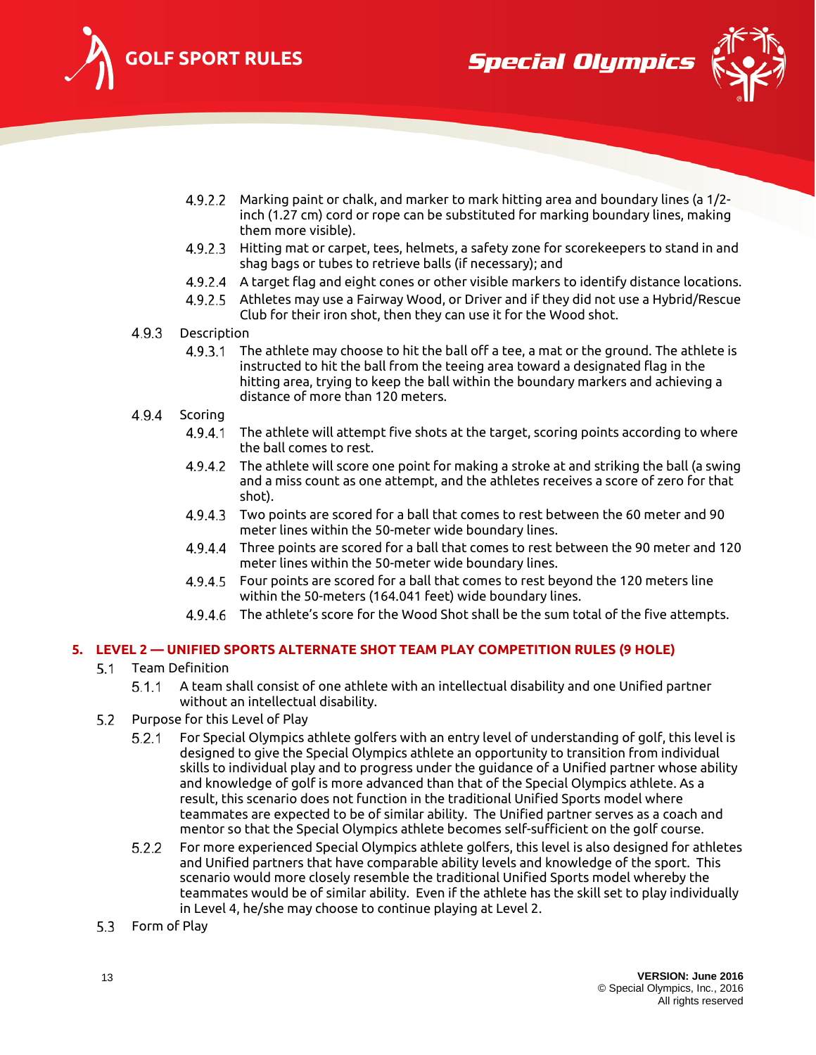4.9.2.2 Marking paint or chalk, and marker to mark hitting area and boundary lines (a 1/2-inch (1.27 cm) cord or rope can be substituted for marking boundary lines, making them more visible).

4.9.2.3 Hitting mat or carpet, tees, helmets, a safety zone for scorekeepers to stand in and shag bags or tubes to retrieve balls (if necessary); and

4.9.2.4 A target flag and eight cones or other visible markers to identify distance locations.

4.9.2.5 Athletes may use a Fairway Wood, or Driver and if they did not use a Hybrid/Rescue Club for their iron shot, then they can use it for the Wood shot.

4.9.3 Description

4.9.3.1 The athlete may choose to hit the ball off a tee, a mat or the ground. The athlete is instructed to hit the ball from the teeing area toward a designated flag in the hitting area, trying to keep the ball within the boundary markers and achieving a distance of more than 120 meters.

4.9.4 Scoring

4.9.4.1 The athlete will attempt five shots at the target, scoring points according to where the ball comes to rest.

4.9.4.2 The athlete will score one point for making a stroke at and striking the ball (a swing and a miss count as one attempt, and the athletes receives a score of zero for that shot).

4.9.4.3 Two points are scored for a ball that comes to rest between the 60 meter and 90 meter lines within the 50-meter wide boundary lines.

4.9.4.4 Three points are scored for a ball that comes to rest between the 90 meter and 120 meter lines within the 50-meter wide boundary lines.

4.9.4.5 Four points are scored for a ball that comes to rest beyond the 120 meters line within the 50-meters (164.041 feet) wide boundary lines.

4.9.4.6 The athlete's score for the Wood Shot shall be the sum total of the five attempts.

## 5. LEVEL 2 — UNIFIED SPORTS ALTERNATE SHOT TEAM PLAY COMPETITION RULES (9 HOLE)

5.1 Team Definition

5.1.1 A team shall consist of one athlete with an intellectual disability and one Unified partner without an intellectual disability.

5.2 Purpose for this Level of Play

5.2.1 For Special Olympics athlete golfers with an entry level of understanding of golf, this level is designed to give the Special Olympics athlete an opportunity to transition from individual skills to individual play and to progress under the guidance of a Unified partner whose ability and knowledge of golf is more advanced than that of the Special Olympics athlete. As a result, this scenario does not function in the traditional Unified Sports model where teammates are expected to be of similar ability. The Unified partner serves as a coach and mentor so that the Special Olympics athlete becomes self-sufficient on the golf course.

5.2.2 For more experienced Special Olympics athlete golfers, this level is also designed for athletes and Unified partners that have comparable ability levels and knowledge of the sport. This scenario would more closely resemble the traditional Unified Sports model whereby the teammates would be of similar ability. Even if the athlete has the skill set to play individually in Level 4, he/she may choose to continue playing at Level 2.

5.3 Form of Play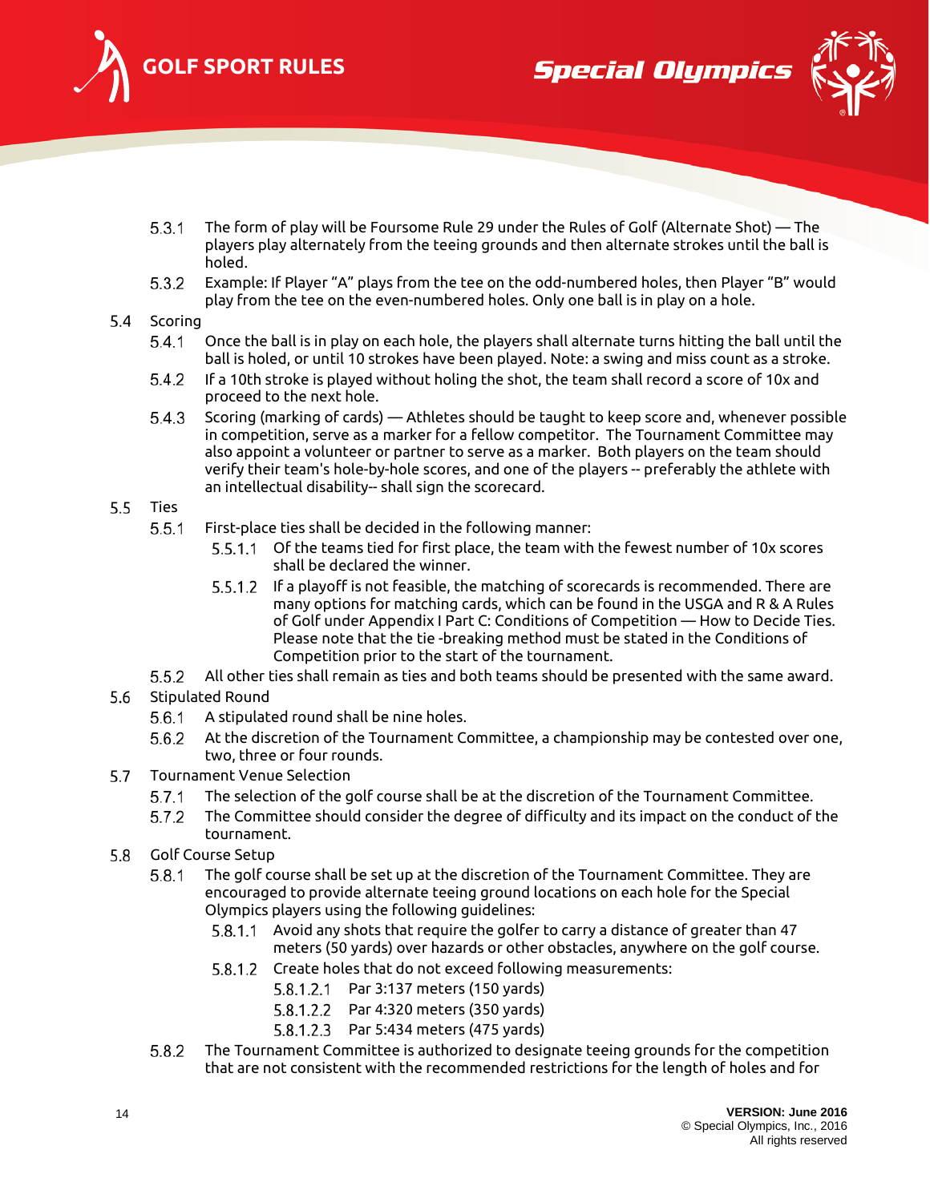5.3.1 The form of play will be Foursome Rule 29 under the Rules of Golf (Alternate Shot) — The players play alternately from the teeing grounds and then alternate strokes until the ball is holed.

5.3.2 Example: If Player "A" plays from the tee on the odd-numbered holes, then Player "B" would play from the tee on the even-numbered holes. Only one ball is in play on a hole.

5.4 Scoring

5.4.1 Once the ball is in play on each hole, the players shall alternate turns hitting the ball until the ball is holed, or until 10 strokes have been played. Note: a swing and miss count as a stroke.

5.4.2 If a 10th stroke is played without holing the shot, the team shall record a score of 10x and proceed to the next hole.

5.4.3 Scoring (marking of cards) — Athletes should be taught to keep score and, whenever possible in competition, serve as a marker for a fellow competitor. The Tournament Committee may also appoint a volunteer or partner to serve as a marker. Both players on the team should verify their team's hole-by-hole scores, and one of the players -- preferably the athlete with an intellectual disability-- shall sign the scorecard.

5.5 Ties

5.5.1 First-place ties shall be decided in the following manner:

5.5.1.1 Of the teams tied for first place, the team with the fewest number of 10x scores shall be declared the winner.

5.5.1.2 If a playoff is not feasible, the matching of scorecards is recommended. There are many options for matching cards, which can be found in the USGA and R & A Rules of Golf under Appendix I Part C: Conditions of Competition — How to Decide Ties. Please note that the tie -breaking method must be stated in the Conditions of Competition prior to the start of the tournament.

5.5.2 All other ties shall remain as ties and both teams should be presented with the same award.

5.6 Stipulated Round

5.6.1 A stipulated round shall be nine holes.

5.6.2 At the discretion of the Tournament Committee, a championship may be contested over one, two, three or four rounds.

5.7 Tournament Venue Selection

5.7.1 The selection of the golf course shall be at the discretion of the Tournament Committee.

5.7.2 The Committee should consider the degree of difficulty and its impact on the conduct of the tournament.

5.8 Golf Course Setup

5.8.1 The golf course shall be set up at the discretion of the Tournament Committee. They are encouraged to provide alternate teeing ground locations on each hole for the Special Olympics players using the following guidelines:

5.8.1.1 Avoid any shots that require the golfer to carry a distance of greater than 47 meters (50 yards) over hazards or other obstacles, anywhere on the golf course.

5.8.1.2 Create holes that do not exceed following measurements:

5.8.1.2.1 Par 3:137 meters (150 yards)

5.8.1.2.2 Par 4:320 meters (350 yards)

5.8.1.2.3 Par 5:434 meters (475 yards)

5.8.2 The Tournament Committee is authorized to designate teeing grounds for the competition that are not consistent with the recommended restrictions for the length of holes and for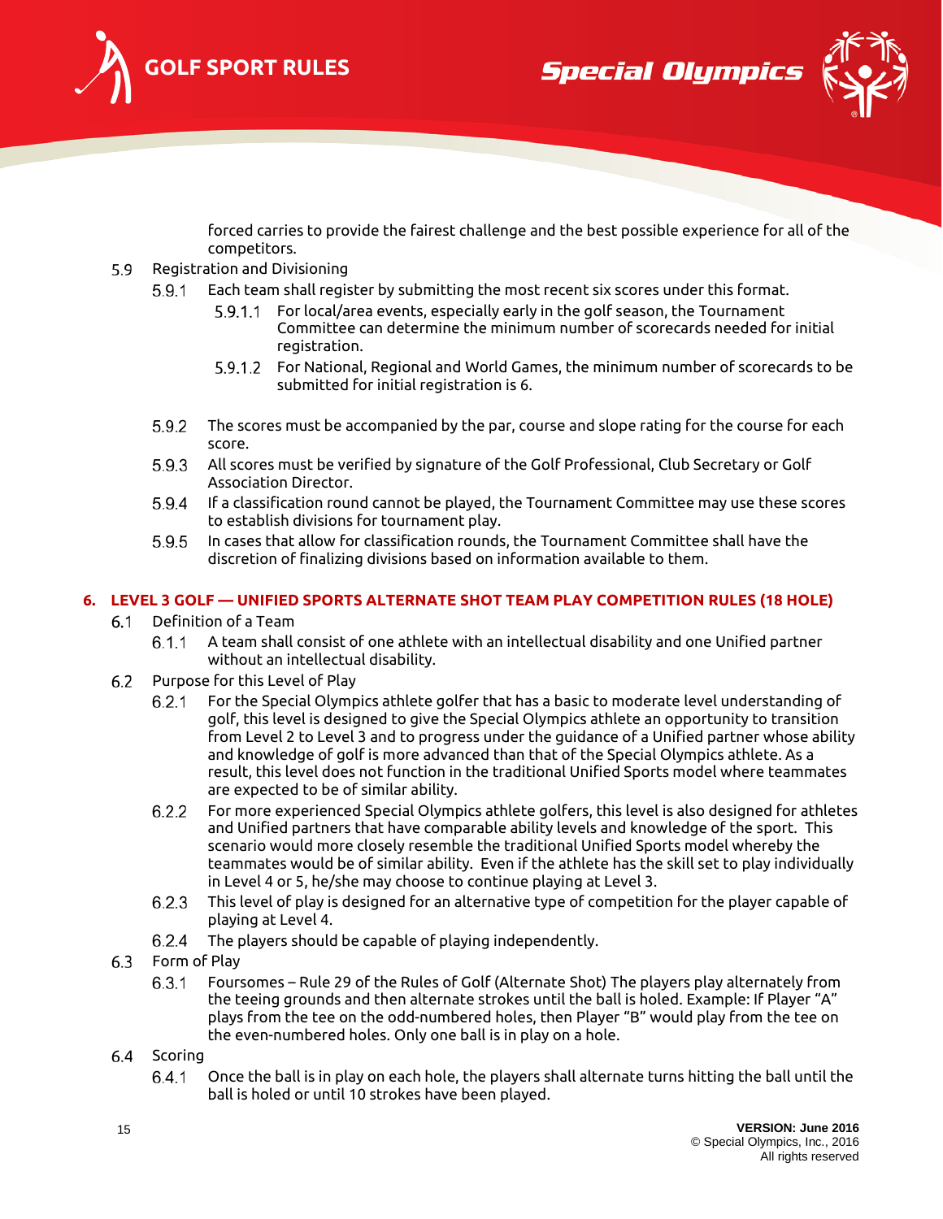forced carries to provide the fairest challenge and the best possible experience for all of the competitors.

5.9 Registration and Divisioning

5.9.1 Each team shall register by submitting the most recent six scores under this format.

5.9.1.1 For local/area events, especially early in the golf season, the Tournament Committee can determine the minimum number of scorecards needed for initial registration.

5.9.1.2 For National, Regional and World Games, the minimum number of scorecards to be submitted for initial registration is 6.

5.9.2 The scores must be accompanied by the par, course and slope rating for the course for each score.

5.9.3 All scores must be verified by signature of the Golf Professional, Club Secretary or Golf Association Director.

5.9.4 If a classification round cannot be played, the Tournament Committee may use these scores to establish divisions for tournament play.

5.9.5 In cases that allow for classification rounds, the Tournament Committee shall have the discretion of finalizing divisions based on information available to them.

## 6. LEVEL 3 GOLF — UNIFIED SPORTS ALTERNATE SHOT TEAM PLAY COMPETITION RULES (18 HOLE)

6.1 Definition of a Team

6.1.1 A team shall consist of one athlete with an intellectual disability and one Unified partner without an intellectual disability.

6.2 Purpose for this Level of Play

6.2.1 For the Special Olympics athlete golfer that has a basic to moderate level understanding of golf, this level is designed to give the Special Olympics athlete an opportunity to transition from Level 2 to Level 3 and to progress under the guidance of a Unified partner whose ability and knowledge of golf is more advanced than that of the Special Olympics athlete. As a result, this level does not function in the traditional Unified Sports model where teammates are expected to be of similar ability.

6.2.2 For more experienced Special Olympics athlete golfers, this level is also designed for athletes and Unified partners that have comparable ability levels and knowledge of the sport. This scenario would more closely resemble the traditional Unified Sports model whereby the teammates would be of similar ability. Even if the athlete has the skill set to play individually in Level 4 or 5, he/she may choose to continue playing at Level 3.

6.2.3 This level of play is designed for an alternative type of competition for the player capable of playing at Level 4.

6.2.4 The players should be capable of playing independently.

6.3 Form of Play

6.3.1 Foursomes – Rule 29 of the Rules of Golf (Alternate Shot) The players play alternately from the teeing grounds and then alternate strokes until the ball is holed. Example: If Player "A" plays from the tee on the odd-numbered holes, then Player "B" would play from the tee on the even-numbered holes. Only one ball is in play on a hole.

6.4 Scoring

6.4.1 Once the ball is in play on each hole, the players shall alternate turns hitting the ball until the ball is holed or until 10 strokes have been played.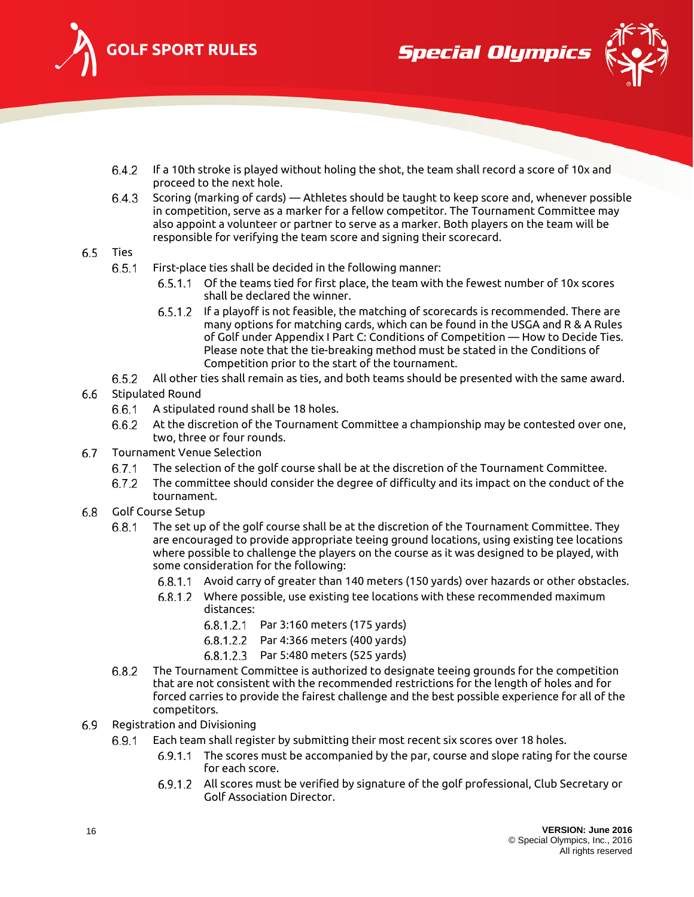6.4.2 If a 10th stroke is played without holing the shot, the team shall record a score of 10x and proceed to the next hole.

6.4.3 Scoring (marking of cards) — Athletes should be taught to keep score and, whenever possible in competition, serve as a marker for a fellow competitor. The Tournament Committee may also appoint a volunteer or partner to serve as a marker. Both players on the team will be responsible for verifying the team score and signing their scorecard.

6.5 Ties

6.5.1 First-place ties shall be decided in the following manner:

6.5.1.1 Of the teams tied for first place, the team with the fewest number of 10x scores shall be declared the winner.

6.5.1.2 If a playoff is not feasible, the matching of scorecards is recommended. There are many options for matching cards, which can be found in the USGA and R & A Rules of Golf under Appendix I Part C: Conditions of Competition — How to Decide Ties. Please note that the tie-breaking method must be stated in the Conditions of Competition prior to the start of the tournament.

6.5.2 All other ties shall remain as ties, and both teams should be presented with the same award.

6.6 Stipulated Round

6.6.1 A stipulated round shall be 18 holes.

6.6.2 At the discretion of the Tournament Committee a championship may be contested over one, two, three or four rounds.

6.7 Tournament Venue Selection

6.7.1 The selection of the golf course shall be at the discretion of the Tournament Committee.

6.7.2 The committee should consider the degree of difficulty and its impact on the conduct of the tournament.

6.8 Golf Course Setup

6.8.1 The set up of the golf course shall be at the discretion of the Tournament Committee. They are encouraged to provide appropriate teeing ground locations, using existing tee locations where possible to challenge the players on the course as it was designed to be played, with some consideration for the following:

6.8.1.1 Avoid carry of greater than 140 meters (150 yards) over hazards or other obstacles.

6.8.1.2 Where possible, use existing tee locations with these recommended maximum distances:

6.8.1.2.1 Par 3:160 meters (175 yards)

6.8.1.2.2 Par 4:366 meters (400 yards)

6.8.1.2.3 Par 5:480 meters (525 yards)

6.8.2 The Tournament Committee is authorized to designate teeing grounds for the competition that are not consistent with the recommended restrictions for the length of holes and for forced carries to provide the fairest challenge and the best possible experience for all of the competitors.

6.9 Registration and Divisioning

6.9.1 Each team shall register by submitting their most recent six scores over 18 holes.

6.9.1.1 The scores must be accompanied by the par, course and slope rating for the course for each score.

6.9.1.2 All scores must be verified by signature of the golf professional, Club Secretary or Golf Association Director.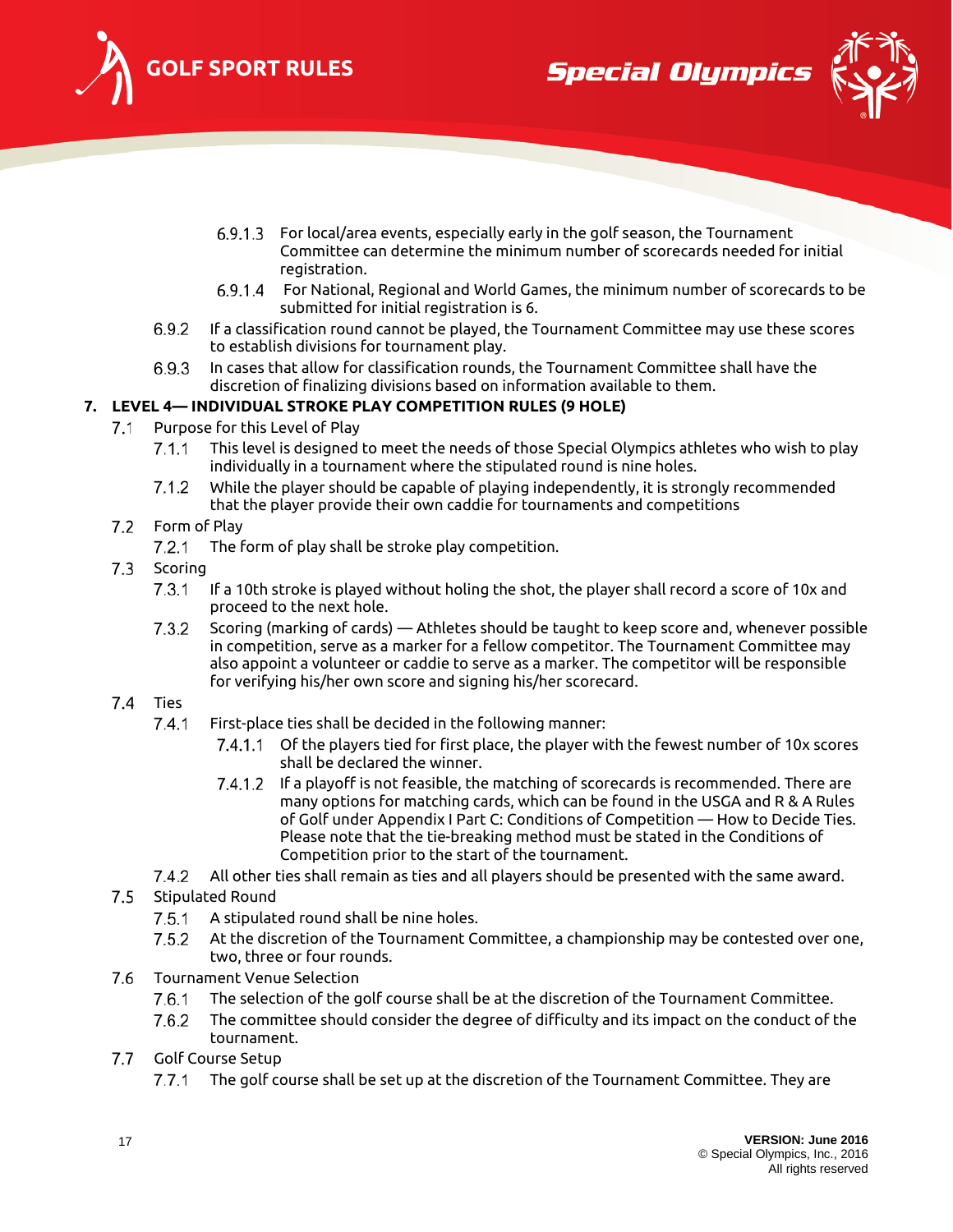6.9.1.3 For local/area events, especially early in the golf season, the Tournament Committee can determine the minimum number of scorecards needed for initial registration.

6.9.1.4 For National, Regional and World Games, the minimum number of scorecards to be submitted for initial registration is 6.

6.9.2 If a classification round cannot be played, the Tournament Committee may use these scores to establish divisions for tournament play.

6.9.3 In cases that allow for classification rounds, the Tournament Committee shall have the discretion of finalizing divisions based on information available to them.

## 7. LEVEL 4— INDIVIDUAL STROKE PLAY COMPETITION RULES (9 HOLE)

7.1 Purpose for this Level of Play

7.1.1 This level is designed to meet the needs of those Special Olympics athletes who wish to play individually in a tournament where the stipulated round is nine holes.

7.1.2 While the player should be capable of playing independently, it is strongly recommended that the player provide their own caddie for tournaments and competitions

7.2 Form of Play

7.2.1 The form of play shall be stroke play competition.

7.3 Scoring

7.3.1 If a 10th stroke is played without holing the shot, the player shall record a score of 10x and proceed to the next hole.

7.3.2 Scoring (marking of cards) — Athletes should be taught to keep score and, whenever possible in competition, serve as a marker for a fellow competitor. The Tournament Committee may also appoint a volunteer or caddie to serve as a marker. The competitor will be responsible for verifying his/her own score and signing his/her scorecard.

7.4 Ties

7.4.1 First-place ties shall be decided in the following manner:

7.4.1.1 Of the players tied for first place, the player with the fewest number of 10x scores shall be declared the winner.

7.4.1.2 If a playoff is not feasible, the matching of scorecards is recommended. There are many options for matching cards, which can be found in the USGA and R & A Rules of Golf under Appendix I Part C: Conditions of Competition — How to Decide Ties. Please note that the tie-breaking method must be stated in the Conditions of Competition prior to the start of the tournament.

7.4.2 All other ties shall remain as ties and all players should be presented with the same award.

7.5 Stipulated Round

7.5.1 A stipulated round shall be nine holes.

7.5.2 At the discretion of the Tournament Committee, a championship may be contested over one, two, three or four rounds.

7.6 Tournament Venue Selection

7.6.1 The selection of the golf course shall be at the discretion of the Tournament Committee.

7.6.2 The committee should consider the degree of difficulty and its impact on the conduct of the tournament.

7.7 Golf Course Setup

7.7.1 The golf course shall be set up at the discretion of the Tournament Committee. They are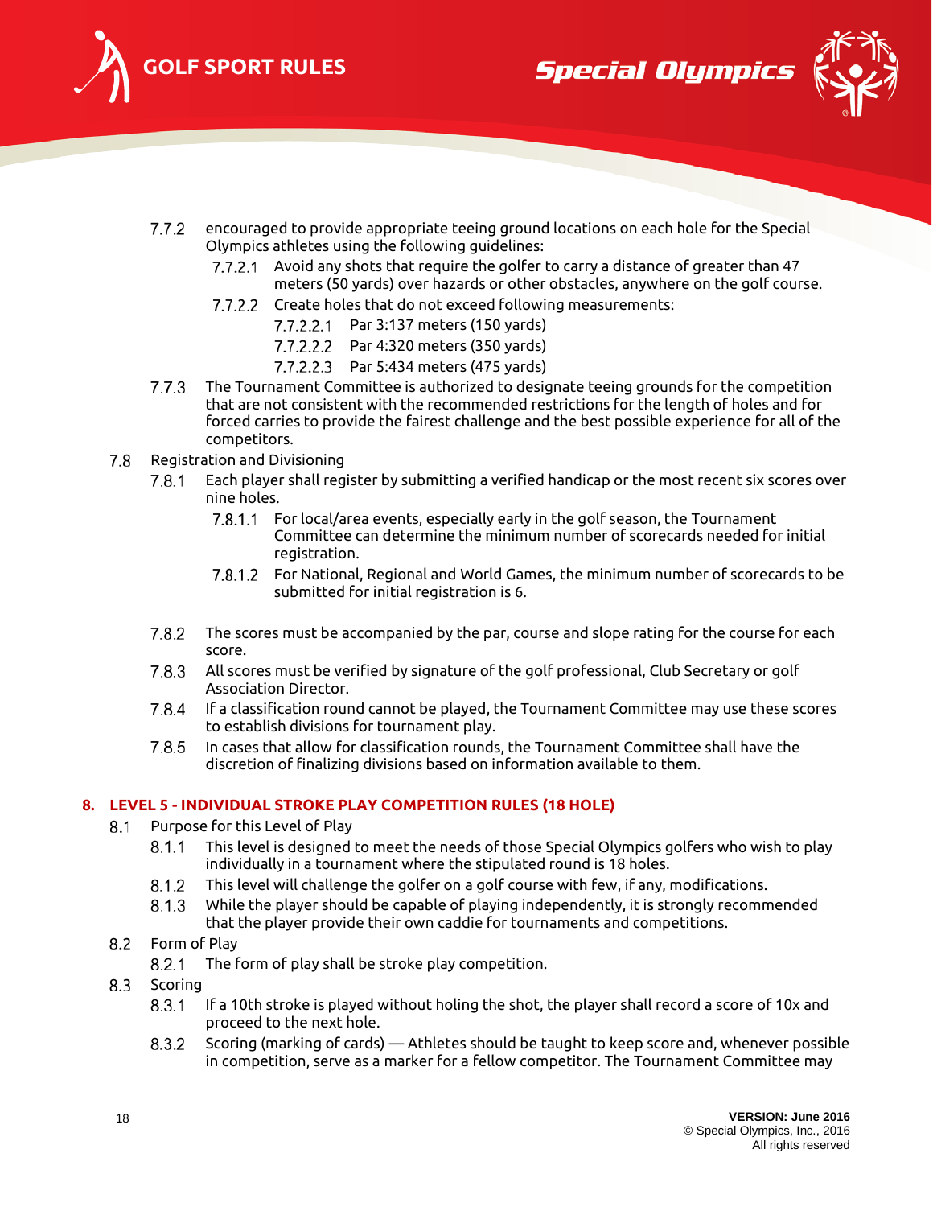7.7.2 encouraged to provide appropriate teeing ground locations on each hole for the Special Olympics athletes using the following guidelines:

7.7.2.1 Avoid any shots that require the golfer to carry a distance of greater than 47 meters (50 yards) over hazards or other obstacles, anywhere on the golf course.

7.7.2.2 Create holes that do not exceed following measurements:

7.7.2.2.1 Par 3:137 meters (150 yards)

7.7.2.2.2 Par 4:320 meters (350 yards)

7.7.2.2.3 Par 5:434 meters (475 yards)

7.7.3 The Tournament Committee is authorized to designate teeing grounds for the competition that are not consistent with the recommended restrictions for the length of holes and for forced carries to provide the fairest challenge and the best possible experience for all of the competitors.

7.8 Registration and Divisioning

7.8.1 Each player shall register by submitting a verified handicap or the most recent six scores over nine holes.

7.8.1.1 For local/area events, especially early in the golf season, the Tournament Committee can determine the minimum number of scorecards needed for initial registration.

7.8.1.2 For National, Regional and World Games, the minimum number of scorecards to be submitted for initial registration is 6.

7.8.2 The scores must be accompanied by the par, course and slope rating for the course for each score.

7.8.3 All scores must be verified by signature of the golf professional, Club Secretary or golf Association Director.

7.8.4 If a classification round cannot be played, the Tournament Committee may use these scores to establish divisions for tournament play.

7.8.5 In cases that allow for classification rounds, the Tournament Committee shall have the discretion of finalizing divisions based on information available to them.

## 8. LEVEL 5 - INDIVIDUAL STROKE PLAY COMPETITION RULES (18 HOLE)

8.1 Purpose for this Level of Play

8.1.1 This level is designed to meet the needs of those Special Olympics golfers who wish to play individually in a tournament where the stipulated round is 18 holes.

8.1.2 This level will challenge the golfer on a golf course with few, if any, modifications.

8.1.3 While the player should be capable of playing independently, it is strongly recommended that the player provide their own caddie for tournaments and competitions.

8.2 Form of Play

8.2.1 The form of play shall be stroke play competition.

8.3 Scoring

8.3.1 If a 10th stroke is played without holing the shot, the player shall record a score of 10x and proceed to the next hole.

8.3.2 Scoring (marking of cards) — Athletes should be taught to keep score and, whenever possible in competition, serve as a marker for a fellow competitor. The Tournament Committee may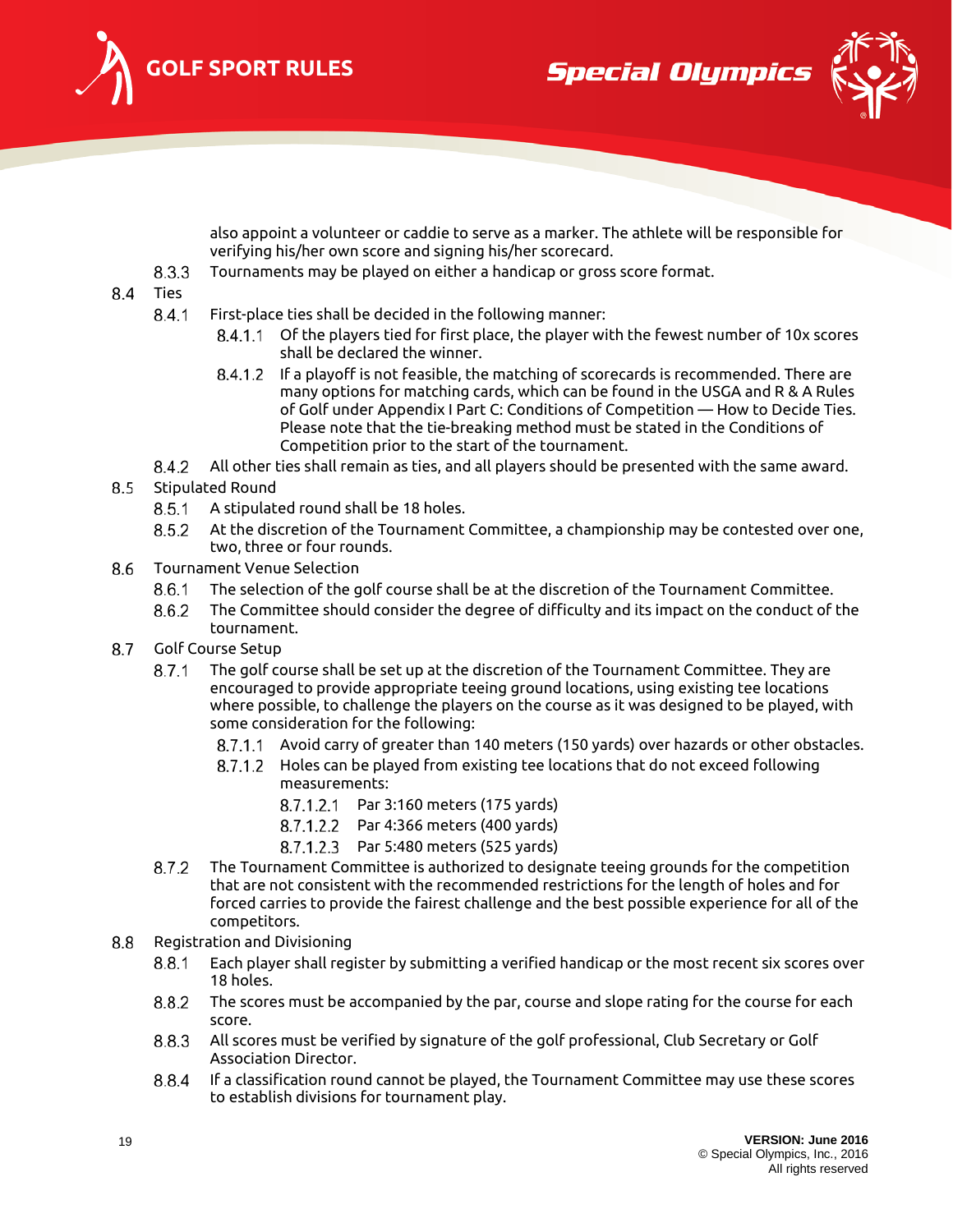also appoint a volunteer or caddie to serve as a marker. The athlete will be responsible for verifying his/her own score and signing his/her scorecard.

8.3.3 Tournaments may be played on either a handicap or gross score format.

8.4 Ties

8.4.1 First-place ties shall be decided in the following manner:

8.4.1.1 Of the players tied for first place, the player with the fewest number of 10x scores shall be declared the winner.

8.4.1.2 If a playoff is not feasible, the matching of scorecards is recommended. There are many options for matching cards, which can be found in the USGA and R & A Rules of Golf under Appendix I Part C: Conditions of Competition — How to Decide Ties. Please note that the tie-breaking method must be stated in the Conditions of Competition prior to the start of the tournament.

8.4.2 All other ties shall remain as ties, and all players should be presented with the same award.

8.5 Stipulated Round

8.5.1 A stipulated round shall be 18 holes.

8.5.2 At the discretion of the Tournament Committee, a championship may be contested over one, two, three or four rounds.

8.6 Tournament Venue Selection

8.6.1 The selection of the golf course shall be at the discretion of the Tournament Committee.

8.6.2 The Committee should consider the degree of difficulty and its impact on the conduct of the tournament.

8.7 Golf Course Setup

8.7.1 The golf course shall be set up at the discretion of the Tournament Committee. They are encouraged to provide appropriate teeing ground locations, using existing tee locations where possible, to challenge the players on the course as it was designed to be played, with some consideration for the following:

8.7.1.1 Avoid carry of greater than 140 meters (150 yards) over hazards or other obstacles.

8.7.1.2 Holes can be played from existing tee locations that do not exceed following measurements:

8.7.1.2.1 Par 3:160 meters (175 yards)

8.7.1.2.2 Par 4:366 meters (400 yards)

8.7.1.2.3 Par 5:480 meters (525 yards)

8.7.2 The Tournament Committee is authorized to designate teeing grounds for the competition that are not consistent with the recommended restrictions for the length of holes and for forced carries to provide the fairest challenge and the best possible experience for all of the competitors.

8.8 Registration and Divisioning

8.8.1 Each player shall register by submitting a verified handicap or the most recent six scores over 18 holes.

8.8.2 The scores must be accompanied by the par, course and slope rating for the course for each score.

8.8.3 All scores must be verified by signature of the golf professional, Club Secretary or Golf Association Director.

8.8.4 If a classification round cannot be played, the Tournament Committee may use these scores to establish divisions for tournament play.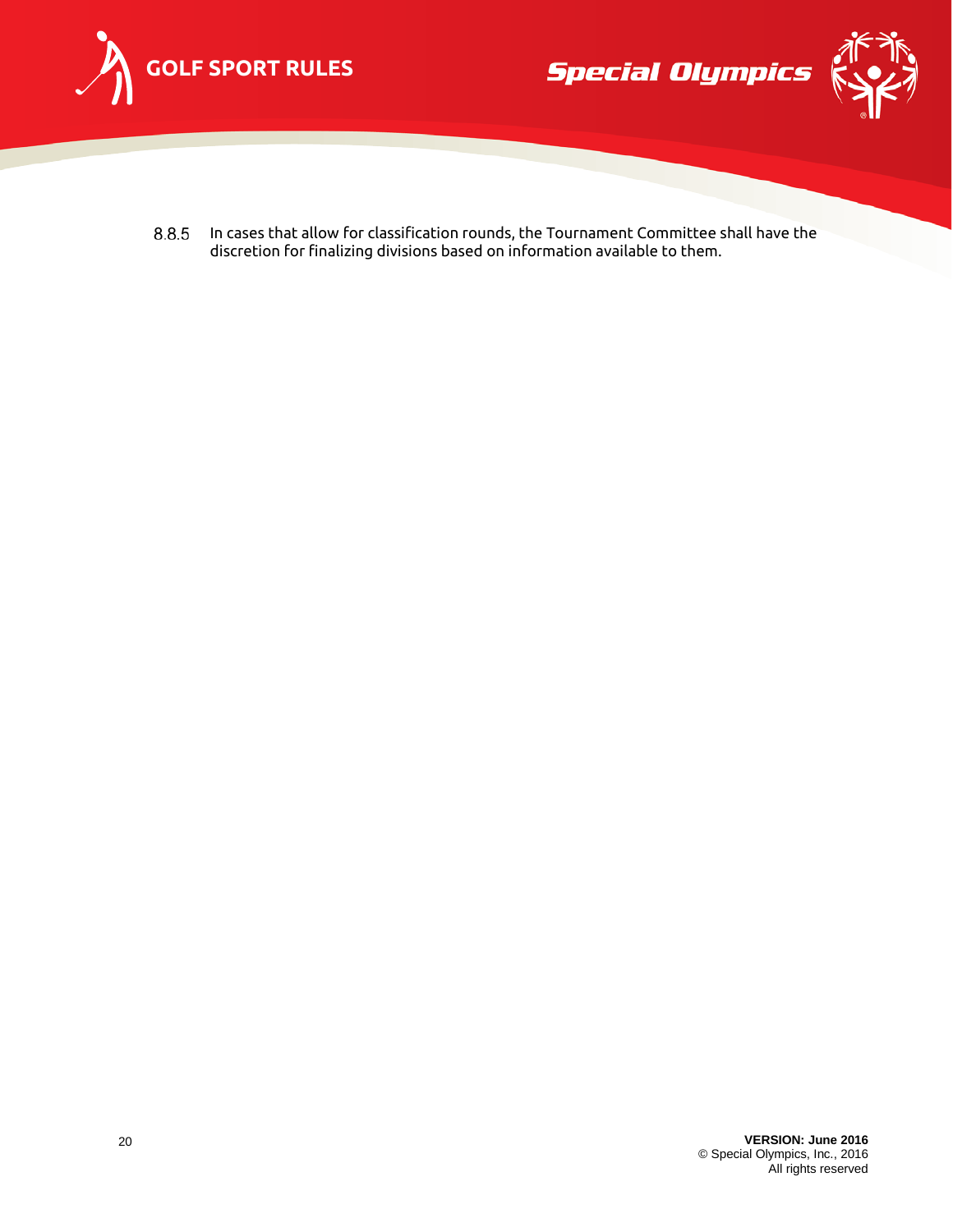8.8.5 In cases that allow for classification rounds, the Tournament Committee shall have the discretion for finalizing divisions based on information available to them.